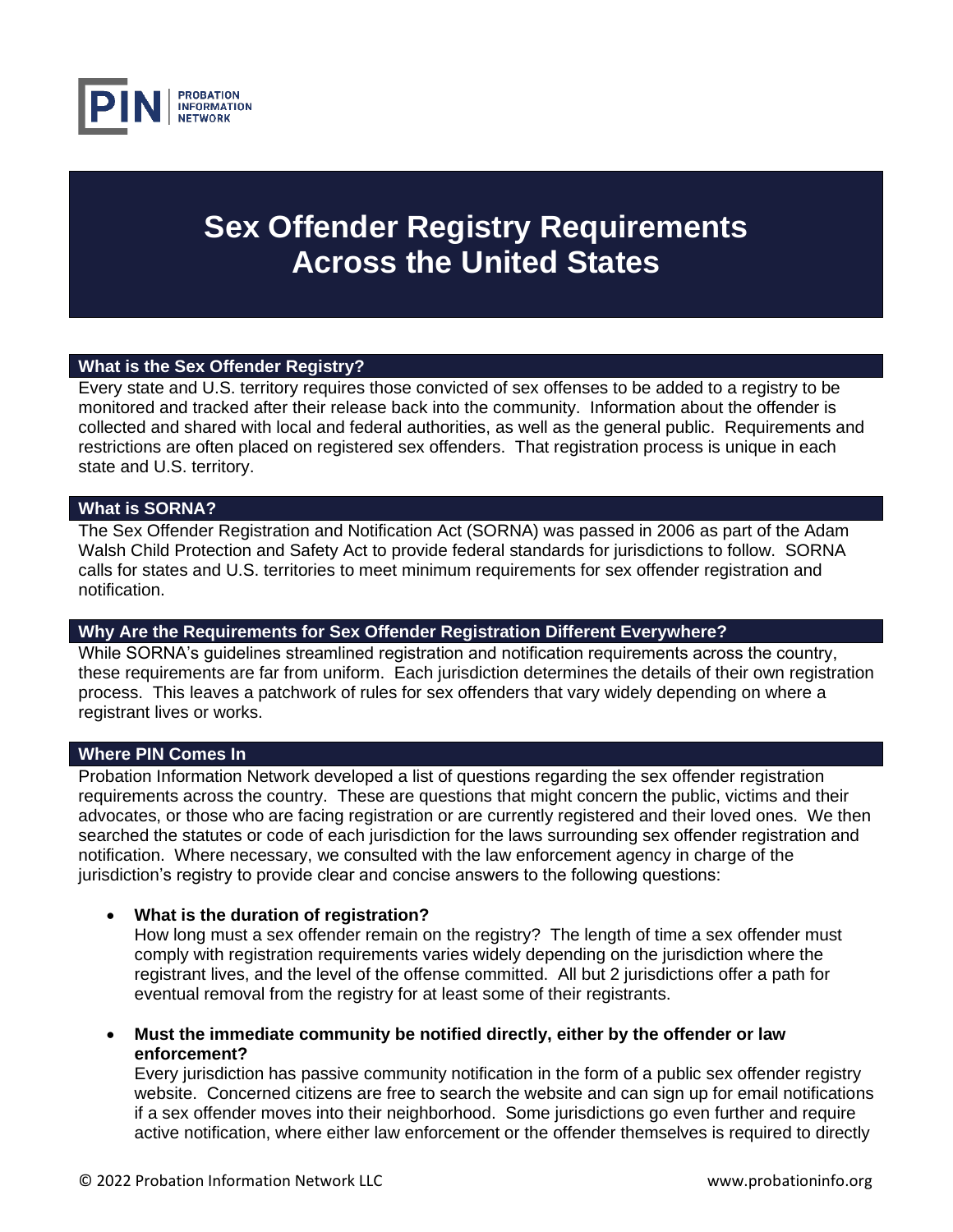# Sex Offender Registry Requirements Across the United States

## What is the Sex Offender Registry?

Every state and U.S. territory requires those convicted of sex offenses to be added to a registry to be monitored and tracked after their release back into the community. Information about the offender is collected and shared with local and federal authorities, as well as the general public. Requirements and restrictions are often placed on registered sex offenders. That registration process is unique in each state and U.S. territory.

## What is SORNA?

The Sex Offender Registration and Notification Act (SORNA) was passed in 2006 as part of the Adam Walsh Child Protection and Safety Act to provide federal standards for jurisdictions to follow. SORNA calls for states and U.S. territories to meet minimum requirements for sex offender registration and notification.

## Why Are the Requirements for Sex Offender Registration Different Everywhere?

While SORNA's guidelines streamlined registration and notification requirements across the country, these requirements are far from uniform. Each jurisdiction determines the details of their own registration process. This leaves a patchwork of rules for sex offenders that vary widely depending on where a registrant lives or works.

## Where PIN Comes In

Probation Information Network developed a list of questions regarding the sex offender registration requirements across the country. These are questions that might concern the public, victims and their advocates, or those who are facing registration or are currently registered and their loved ones. We then searched the statutes or code of each jurisdiction for the laws surrounding sex offender registration and notification. Where necessary, we consulted with the law enforcement agency in charge of the jurisdiction's registry to provide clear and concise answers to the following questions:

- **What is the duration of registration?**
  How long must a sex offender remain on the registry? The length of time a sex offender must comply with registration requirements varies widely depending on the jurisdiction where the registrant lives, and the level of the offense committed. All but 2 jurisdictions offer a path for eventual removal from the registry for at least some of their registrants.

- **Must the immediate community be notified directly, either by the offender or law enforcement?**
  Every jurisdiction has passive community notification in the form of a public sex offender registry website. Concerned citizens are free to search the website and can sign up for email notifications if a sex offender moves into their neighborhood. Some jurisdictions go even further and require active notification, where either law enforcement or the offender themselves is required to directly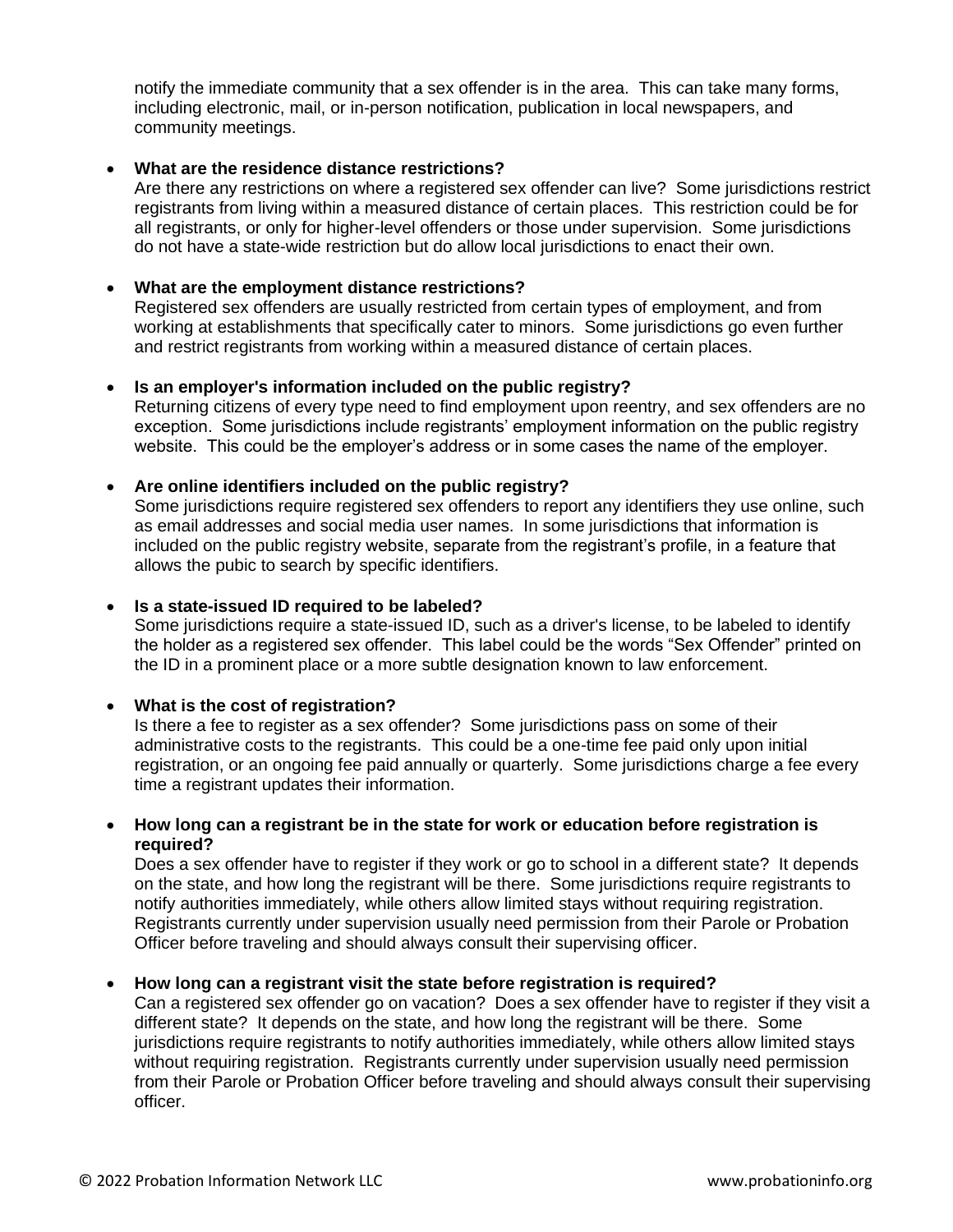notify the immediate community that a sex offender is in the area. This can take many forms, including electronic, mail, or in-person notification, publication in local newspapers, and community meetings.

- **What are the residence distance restrictions?**
  Are there any restrictions on where a registered sex offender can live? Some jurisdictions restrict registrants from living within a measured distance of certain places. This restriction could be for all registrants, or only for higher-level offenders or those under supervision. Some jurisdictions do not have a state-wide restriction but do allow local jurisdictions to enact their own.

- **What are the employment distance restrictions?**
  Registered sex offenders are usually restricted from certain types of employment, and from working at establishments that specifically cater to minors. Some jurisdictions go even further and restrict registrants from working within a measured distance of certain places.

- **Is an employer's information included on the public registry?**
  Returning citizens of every type need to find employment upon reentry, and sex offenders are no exception. Some jurisdictions include registrants' employment information on the public registry website. This could be the employer's address or in some cases the name of the employer.

- **Are online identifiers included on the public registry?**
  Some jurisdictions require registered sex offenders to report any identifiers they use online, such as email addresses and social media user names. In some jurisdictions that information is included on the public registry website, separate from the registrant's profile, in a feature that allows the pubic to search by specific identifiers.

- **Is a state-issued ID required to be labeled?**
  Some jurisdictions require a state-issued ID, such as a driver's license, to be labeled to identify the holder as a registered sex offender. This label could be the words "Sex Offender" printed on the ID in a prominent place or a more subtle designation known to law enforcement.

- **What is the cost of registration?**
  Is there a fee to register as a sex offender? Some jurisdictions pass on some of their administrative costs to the registrants. This could be a one-time fee paid only upon initial registration, or an ongoing fee paid annually or quarterly. Some jurisdictions charge a fee every time a registrant updates their information.

- **How long can a registrant be in the state for work or education before registration is required?**
  Does a sex offender have to register if they work or go to school in a different state? It depends on the state, and how long the registrant will be there. Some jurisdictions require registrants to notify authorities immediately, while others allow limited stays without requiring registration. Registrants currently under supervision usually need permission from their Parole or Probation Officer before traveling and should always consult their supervising officer.

- **How long can a registrant visit the state before registration is required?**
  Can a registered sex offender go on vacation? Does a sex offender have to register if they visit a different state? It depends on the state, and how long the registrant will be there. Some jurisdictions require registrants to notify authorities immediately, while others allow limited stays without requiring registration. Registrants currently under supervision usually need permission from their Parole or Probation Officer before traveling and should always consult their supervising officer.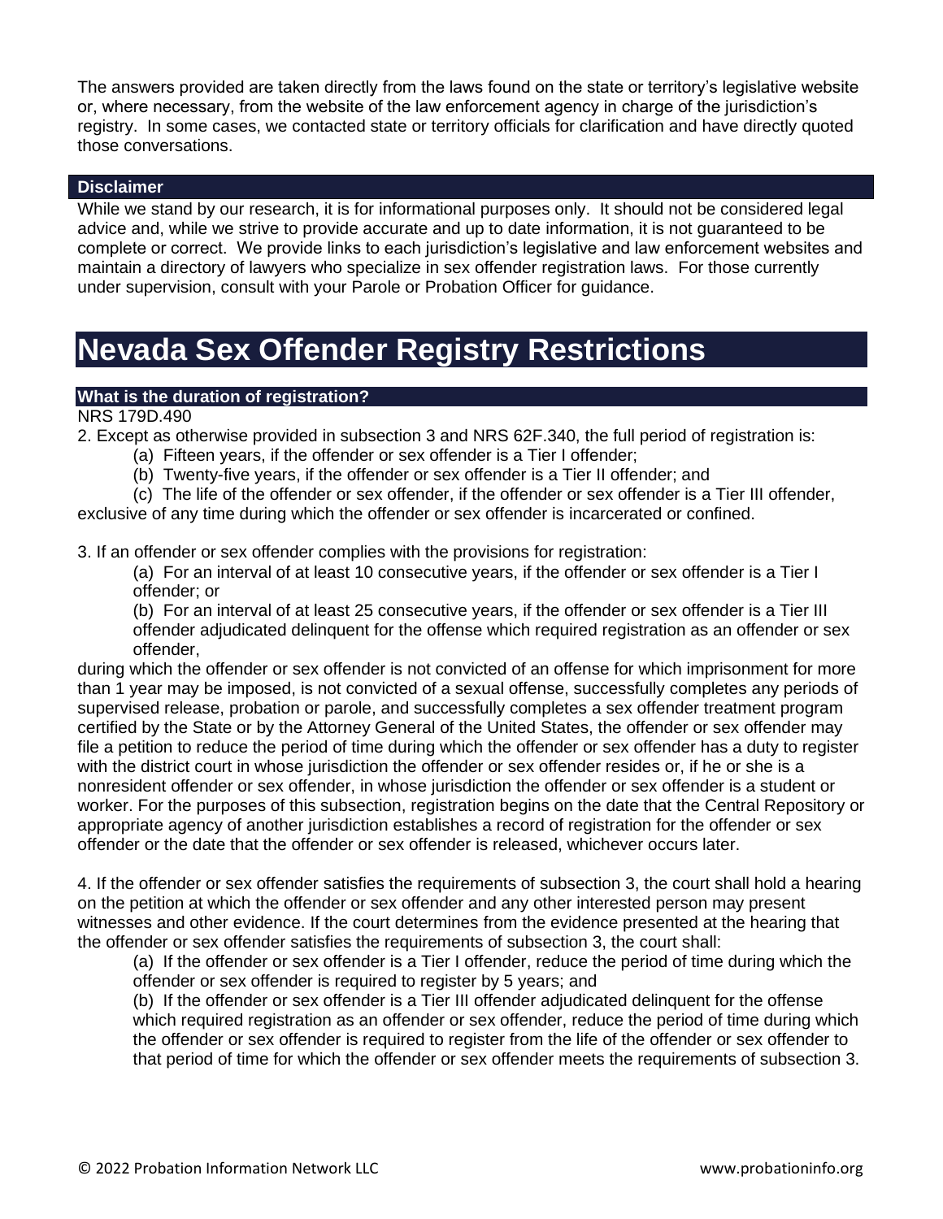The answers provided are taken directly from the laws found on the state or territory's legislative website or, where necessary, from the website of the law enforcement agency in charge of the jurisdiction's registry. In some cases, we contacted state or territory officials for clarification and have directly quoted those conversations.

### Disclaimer

While we stand by our research, it is for informational purposes only. It should not be considered legal advice and, while we strive to provide accurate and up to date information, it is not guaranteed to be complete or correct. We provide links to each jurisdiction's legislative and law enforcement websites and maintain a directory of lawyers who specialize in sex offender registration laws. For those currently under supervision, consult with your Parole or Probation Officer for guidance.

# Nevada Sex Offender Registry Restrictions

### What is the duration of registration?

NRS 179D.490

2. Except as otherwise provided in subsection 3 and NRS 62F.340, the full period of registration is:

    (a) Fifteen years, if the offender or sex offender is a Tier I offender;

    (b) Twenty-five years, if the offender or sex offender is a Tier II offender; and

    (c) The life of the offender or sex offender, if the offender or sex offender is a Tier III offender,

exclusive of any time during which the offender or sex offender is incarcerated or confined.

3. If an offender or sex offender complies with the provisions for registration:

    (a) For an interval of at least 10 consecutive years, if the offender or sex offender is a Tier I offender; or

    (b) For an interval of at least 25 consecutive years, if the offender or sex offender is a Tier III offender adjudicated delinquent for the offense which required registration as an offender or sex offender,

during which the offender or sex offender is not convicted of an offense for which imprisonment for more than 1 year may be imposed, is not convicted of a sexual offense, successfully completes any periods of supervised release, probation or parole, and successfully completes a sex offender treatment program certified by the State or by the Attorney General of the United States, the offender or sex offender may file a petition to reduce the period of time during which the offender or sex offender has a duty to register with the district court in whose jurisdiction the offender or sex offender resides or, if he or she is a nonresident offender or sex offender, in whose jurisdiction the offender or sex offender is a student or worker. For the purposes of this subsection, registration begins on the date that the Central Repository or appropriate agency of another jurisdiction establishes a record of registration for the offender or sex offender or the date that the offender or sex offender is released, whichever occurs later.

4. If the offender or sex offender satisfies the requirements of subsection 3, the court shall hold a hearing on the petition at which the offender or sex offender and any other interested person may present witnesses and other evidence. If the court determines from the evidence presented at the hearing that the offender or sex offender satisfies the requirements of subsection 3, the court shall:

    (a) If the offender or sex offender is a Tier I offender, reduce the period of time during which the offender or sex offender is required to register by 5 years; and

    (b) If the offender or sex offender is a Tier III offender adjudicated delinquent for the offense which required registration as an offender or sex offender, reduce the period of time during which the offender or sex offender is required to register from the life of the offender or sex offender to that period of time for which the offender or sex offender meets the requirements of subsection 3.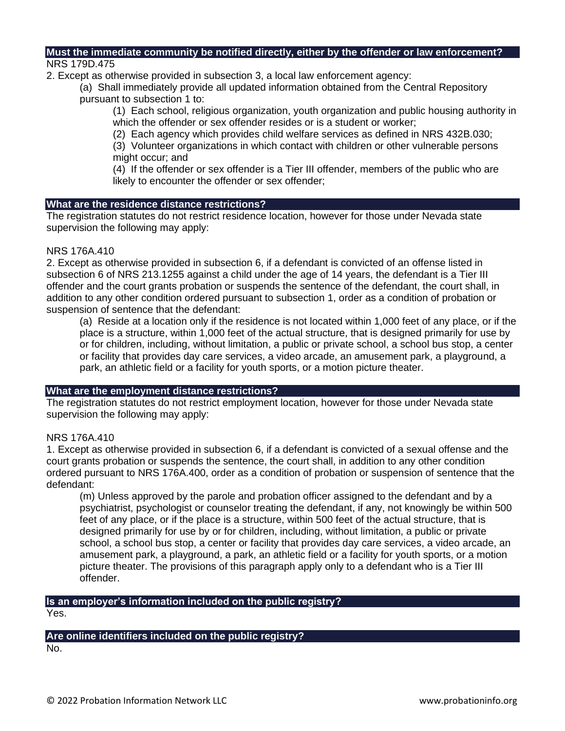## Must the immediate community be notified directly, either by the offender or law enforcement?

NRS 179D.475

2. Except as otherwise provided in subsection 3, a local law enforcement agency:

   (a) Shall immediately provide all updated information obtained from the Central Repository pursuant to subsection 1 to:

      (1) Each school, religious organization, youth organization and public housing authority in which the offender or sex offender resides or is a student or worker;

      (2) Each agency which provides child welfare services as defined in NRS 432B.030;

      (3) Volunteer organizations in which contact with children or other vulnerable persons might occur; and

      (4) If the offender or sex offender is a Tier III offender, members of the public who are likely to encounter the offender or sex offender;

## What are the residence distance restrictions?

The registration statutes do not restrict residence location, however for those under Nevada state supervision the following may apply:

NRS 176A.410

2. Except as otherwise provided in subsection 6, if a defendant is convicted of an offense listed in subsection 6 of NRS 213.1255 against a child under the age of 14 years, the defendant is a Tier III offender and the court grants probation or suspends the sentence of the defendant, the court shall, in addition to any other condition ordered pursuant to subsection 1, order as a condition of probation or suspension of sentence that the defendant:

   (a) Reside at a location only if the residence is not located within 1,000 feet of any place, or if the place is a structure, within 1,000 feet of the actual structure, that is designed primarily for use by or for children, including, without limitation, a public or private school, a school bus stop, a center or facility that provides day care services, a video arcade, an amusement park, a playground, a park, an athletic field or a facility for youth sports, or a motion picture theater.

## What are the employment distance restrictions?

The registration statutes do not restrict employment location, however for those under Nevada state supervision the following may apply:

NRS 176A.410

1. Except as otherwise provided in subsection 6, if a defendant is convicted of a sexual offense and the court grants probation or suspends the sentence, the court shall, in addition to any other condition ordered pursuant to NRS 176A.400, order as a condition of probation or suspension of sentence that the defendant:

   (m) Unless approved by the parole and probation officer assigned to the defendant and by a psychiatrist, psychologist or counselor treating the defendant, if any, not knowingly be within 500 feet of any place, or if the place is a structure, within 500 feet of the actual structure, that is designed primarily for use by or for children, including, without limitation, a public or private school, a school bus stop, a center or facility that provides day care services, a video arcade, an amusement park, a playground, a park, an athletic field or a facility for youth sports, or a motion picture theater. The provisions of this paragraph apply only to a defendant who is a Tier III offender.

## Is an employer's information included on the public registry?

Yes.

## Are online identifiers included on the public registry?

No.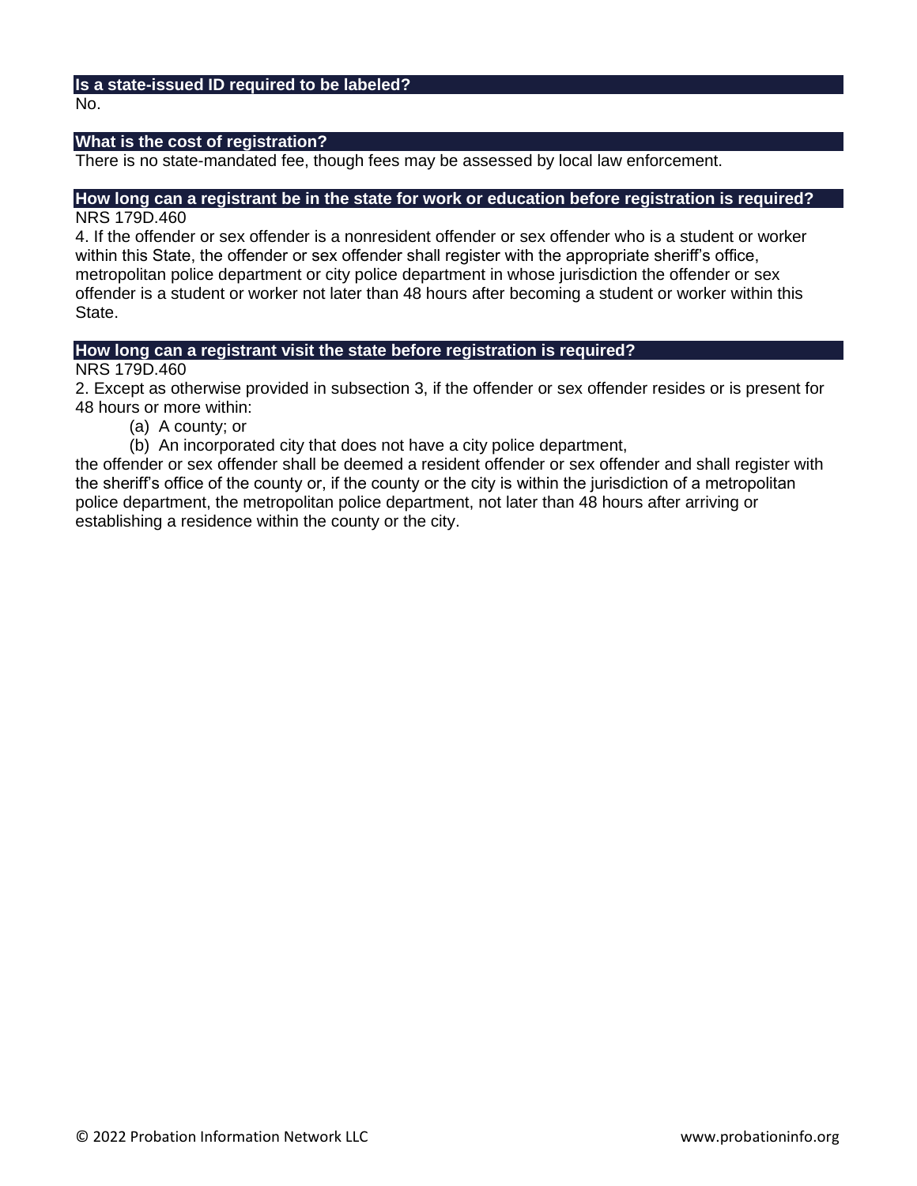### Is a state-issued ID required to be labeled?

No.

### What is the cost of registration?

There is no state-mandated fee, though fees may be assessed by local law enforcement.

### How long can a registrant be in the state for work or education before registration is required?

NRS 179D.460

4. If the offender or sex offender is a nonresident offender or sex offender who is a student or worker within this State, the offender or sex offender shall register with the appropriate sheriff's office, metropolitan police department or city police department in whose jurisdiction the offender or sex offender is a student or worker not later than 48 hours after becoming a student or worker within this State.

### How long can a registrant visit the state before registration is required?

NRS 179D.460

2. Except as otherwise provided in subsection 3, if the offender or sex offender resides or is present for 48 hours or more within:

    (a) A county; or

    (b) An incorporated city that does not have a city police department,

the offender or sex offender shall be deemed a resident offender or sex offender and shall register with the sheriff's office of the county or, if the county or the city is within the jurisdiction of a metropolitan police department, the metropolitan police department, not later than 48 hours after arriving or establishing a residence within the county or the city.